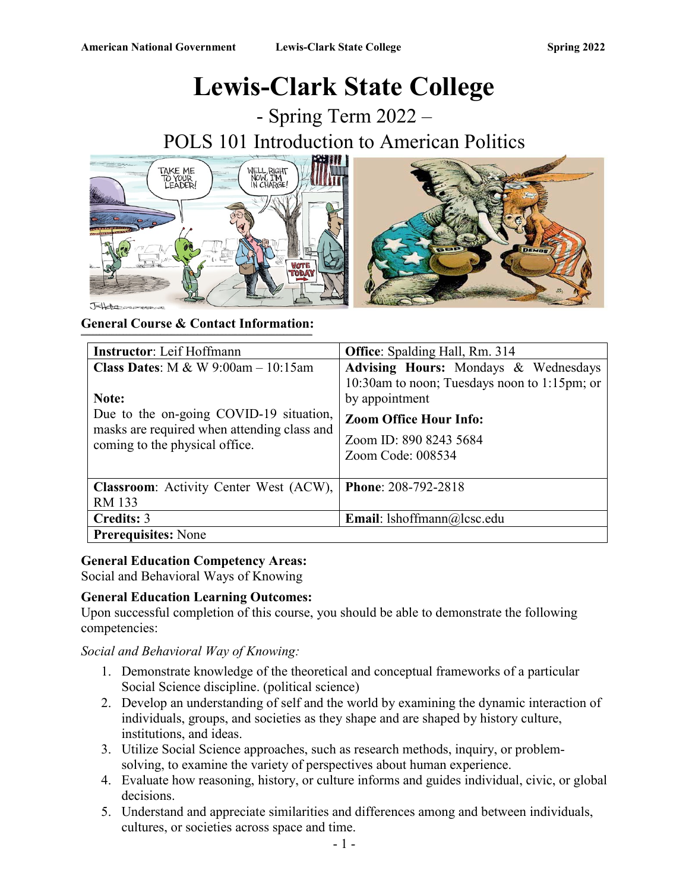# Lewis-Clark State College

## - Spring Term 2022 –

## POLS 101 Introduction to American Politics

**General Course & Contact Information:**

| **Instructor**: Leif Hoffmann | **Office**: Spalding Hall, Rm. 314 |
|---|---|
| **Class Dates**: M & W 9:00am – 10:15am<br><br>**Note:**<br>Due to the on-going COVID-19 situation, masks are required when attending class and coming to the physical office. | **Advising Hours:** Mondays & Wednesdays 10:30am to noon; Tuesdays noon to 1:15pm; or by appointment<br>**Zoom Office Hour Info:**<br>Zoom ID: 890 8243 5684<br>Zoom Code: 008534 |
| **Classroom**: Activity Center West (ACW), RM 133 | **Phone**: 208-792-2818 |
| **Credits:** 3 | **Email**: lshoffmann@lcsc.edu |
| **Prerequisites:** None | |

**General Education Competency Areas:**
Social and Behavioral Ways of Knowing

**General Education Learning Outcomes:**
Upon successful completion of this course, you should be able to demonstrate the following competencies:

*Social and Behavioral Way of Knowing:*

1. Demonstrate knowledge of the theoretical and conceptual frameworks of a particular Social Science discipline. (political science)
2. Develop an understanding of self and the world by examining the dynamic interaction of individuals, groups, and societies as they shape and are shaped by history culture, institutions, and ideas.
3. Utilize Social Science approaches, such as research methods, inquiry, or problem-solving, to examine the variety of perspectives about human experience.
4. Evaluate how reasoning, history, or culture informs and guides individual, civic, or global decisions.
5. Understand and appreciate similarities and differences among and between individuals, cultures, or societies across space and time.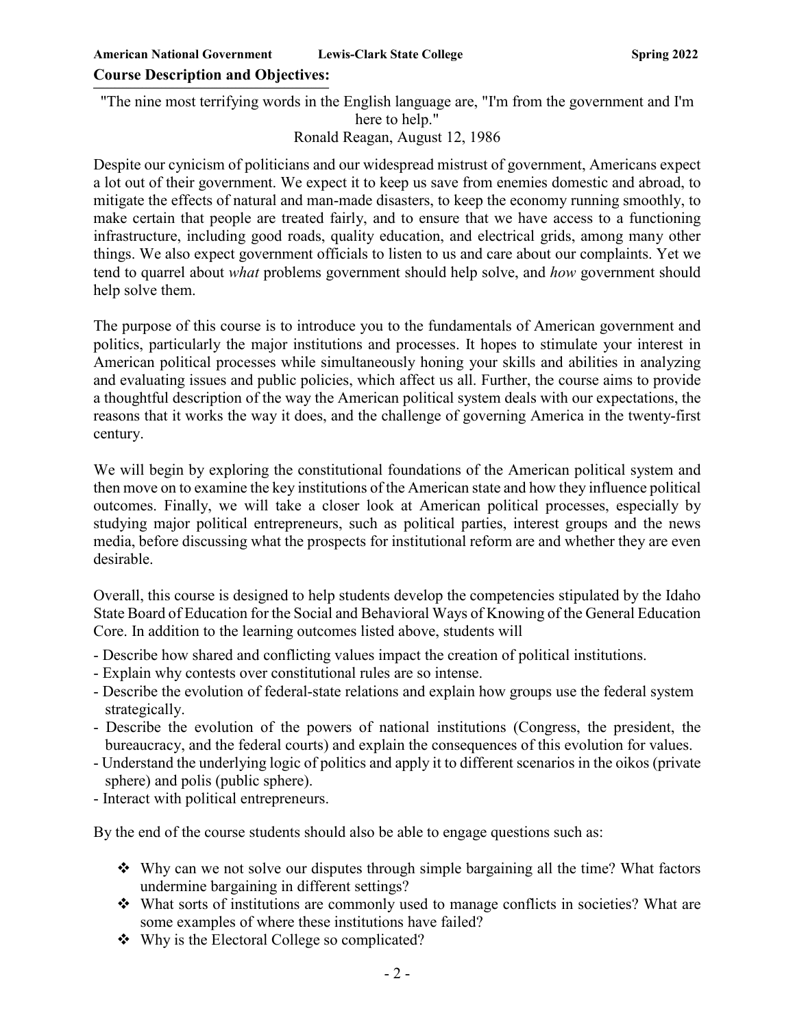## Course Description and Objectives:

"The nine most terrifying words in the English language are, "I'm from the government and I'm here to help."
Ronald Reagan, August 12, 1986

Despite our cynicism of politicians and our widespread mistrust of government, Americans expect a lot out of their government. We expect it to keep us save from enemies domestic and abroad, to mitigate the effects of natural and man-made disasters, to keep the economy running smoothly, to make certain that people are treated fairly, and to ensure that we have access to a functioning infrastructure, including good roads, quality education, and electrical grids, among many other things. We also expect government officials to listen to us and care about our complaints. Yet we tend to quarrel about *what* problems government should help solve, and *how* government should help solve them.

The purpose of this course is to introduce you to the fundamentals of American government and politics, particularly the major institutions and processes. It hopes to stimulate your interest in American political processes while simultaneously honing your skills and abilities in analyzing and evaluating issues and public policies, which affect us all. Further, the course aims to provide a thoughtful description of the way the American political system deals with our expectations, the reasons that it works the way it does, and the challenge of governing America in the twenty-first century.

We will begin by exploring the constitutional foundations of the American political system and then move on to examine the key institutions of the American state and how they influence political outcomes. Finally, we will take a closer look at American political processes, especially by studying major political entrepreneurs, such as political parties, interest groups and the news media, before discussing what the prospects for institutional reform are and whether they are even desirable.

Overall, this course is designed to help students develop the competencies stipulated by the Idaho State Board of Education for the Social and Behavioral Ways of Knowing of the General Education Core. In addition to the learning outcomes listed above, students will

- Describe how shared and conflicting values impact the creation of political institutions.
- Explain why contests over constitutional rules are so intense.
- Describe the evolution of federal-state relations and explain how groups use the federal system strategically.
- Describe the evolution of the powers of national institutions (Congress, the president, the bureaucracy, and the federal courts) and explain the consequences of this evolution for values.
- Understand the underlying logic of politics and apply it to different scenarios in the oikos (private sphere) and polis (public sphere).
- Interact with political entrepreneurs.

By the end of the course students should also be able to engage questions such as:

- ❖ Why can we not solve our disputes through simple bargaining all the time? What factors undermine bargaining in different settings?
- ❖ What sorts of institutions are commonly used to manage conflicts in societies? What are some examples of where these institutions have failed?
- ❖ Why is the Electoral College so complicated?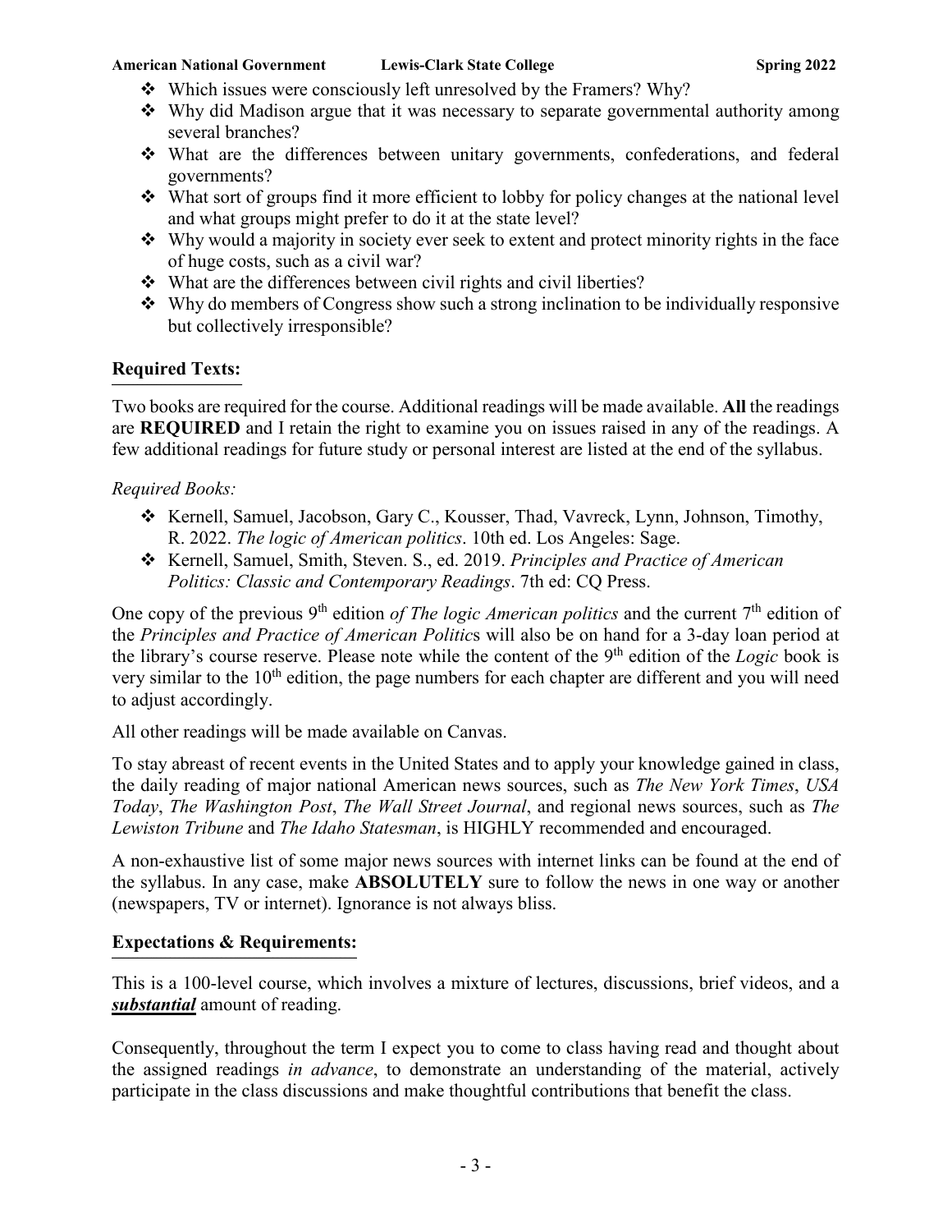- Which issues were consciously left unresolved by the Framers? Why?
- Why did Madison argue that it was necessary to separate governmental authority among several branches?
- What are the differences between unitary governments, confederations, and federal governments?
- What sort of groups find it more efficient to lobby for policy changes at the national level and what groups might prefer to do it at the state level?
- Why would a majority in society ever seek to extent and protect minority rights in the face of huge costs, such as a civil war?
- What are the differences between civil rights and civil liberties?
- Why do members of Congress show such a strong inclination to be individually responsive but collectively irresponsible?

## Required Texts:

Two books are required for the course. Additional readings will be made available. **All** the readings are **REQUIRED** and I retain the right to examine you on issues raised in any of the readings. A few additional readings for future study or personal interest are listed at the end of the syllabus.

*Required Books:*

- Kernell, Samuel, Jacobson, Gary C., Kousser, Thad, Vavreck, Lynn, Johnson, Timothy, R. 2022. *The logic of American politics*. 10th ed. Los Angeles: Sage.
- Kernell, Samuel, Smith, Steven. S., ed. 2019. *Principles and Practice of American Politics: Classic and Contemporary Readings*. 7th ed: CQ Press.

One copy of the previous 9th edition *of The logic American politics* and the current 7th edition of the *Principles and Practice of American Politic*s will also be on hand for a 3-day loan period at the library's course reserve. Please note while the content of the 9th edition of the *Logic* book is very similar to the 10th edition, the page numbers for each chapter are different and you will need to adjust accordingly.

All other readings will be made available on Canvas.

To stay abreast of recent events in the United States and to apply your knowledge gained in class, the daily reading of major national American news sources, such as *The New York Times*, *USA Today*, *The Washington Post*, *The Wall Street Journal*, and regional news sources, such as *The Lewiston Tribune* and *The Idaho Statesman*, is HIGHLY recommended and encouraged.

A non-exhaustive list of some major news sources with internet links can be found at the end of the syllabus. In any case, make **ABSOLUTELY** sure to follow the news in one way or another (newspapers, TV or internet). Ignorance is not always bliss.

## Expectations & Requirements:

This is a 100-level course, which involves a mixture of lectures, discussions, brief videos, and a ***substantial*** amount of reading.

Consequently, throughout the term I expect you to come to class having read and thought about the assigned readings *in advance*, to demonstrate an understanding of the material, actively participate in the class discussions and make thoughtful contributions that benefit the class.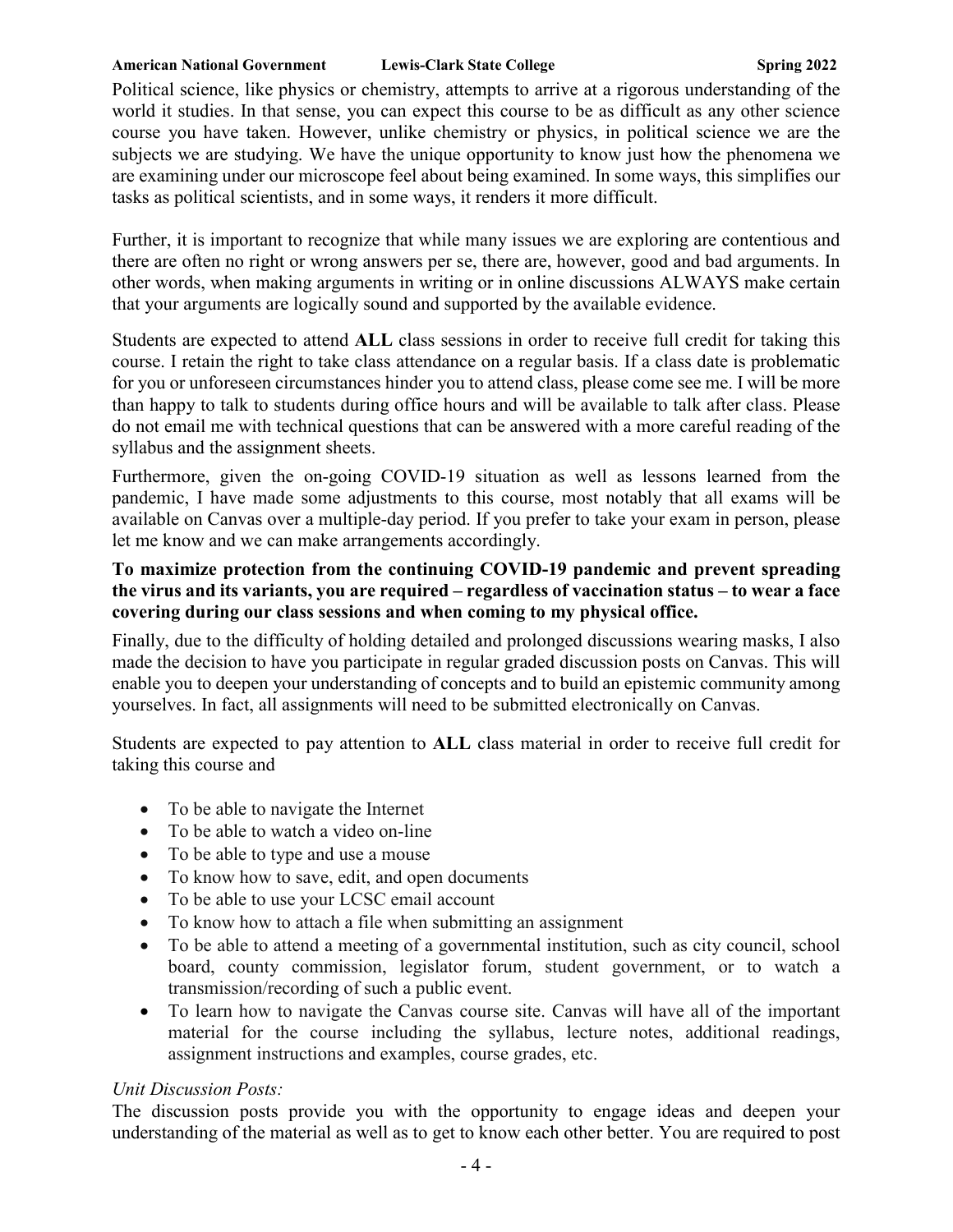Political science, like physics or chemistry, attempts to arrive at a rigorous understanding of the world it studies. In that sense, you can expect this course to be as difficult as any other science course you have taken. However, unlike chemistry or physics, in political science we are the subjects we are studying. We have the unique opportunity to know just how the phenomena we are examining under our microscope feel about being examined. In some ways, this simplifies our tasks as political scientists, and in some ways, it renders it more difficult.

Further, it is important to recognize that while many issues we are exploring are contentious and there are often no right or wrong answers per se, there are, however, good and bad arguments. In other words, when making arguments in writing or in online discussions ALWAYS make certain that your arguments are logically sound and supported by the available evidence.

Students are expected to attend **ALL** class sessions in order to receive full credit for taking this course. I retain the right to take class attendance on a regular basis. If a class date is problematic for you or unforeseen circumstances hinder you to attend class, please come see me. I will be more than happy to talk to students during office hours and will be available to talk after class. Please do not email me with technical questions that can be answered with a more careful reading of the syllabus and the assignment sheets.

Furthermore, given the on-going COVID-19 situation as well as lessons learned from the pandemic, I have made some adjustments to this course, most notably that all exams will be available on Canvas over a multiple-day period. If you prefer to take your exam in person, please let me know and we can make arrangements accordingly.

**To maximize protection from the continuing COVID-19 pandemic and prevent spreading the virus and its variants, you are required – regardless of vaccination status – to wear a face covering during our class sessions and when coming to my physical office.**

Finally, due to the difficulty of holding detailed and prolonged discussions wearing masks, I also made the decision to have you participate in regular graded discussion posts on Canvas. This will enable you to deepen your understanding of concepts and to build an epistemic community among yourselves. In fact, all assignments will need to be submitted electronically on Canvas.

Students are expected to pay attention to **ALL** class material in order to receive full credit for taking this course and

- To be able to navigate the Internet
- To be able to watch a video on-line
- To be able to type and use a mouse
- To know how to save, edit, and open documents
- To be able to use your LCSC email account
- To know how to attach a file when submitting an assignment
- To be able to attend a meeting of a governmental institution, such as city council, school board, county commission, legislator forum, student government, or to watch a transmission/recording of such a public event.
- To learn how to navigate the Canvas course site. Canvas will have all of the important material for the course including the syllabus, lecture notes, additional readings, assignment instructions and examples, course grades, etc.

*Unit Discussion Posts:*

The discussion posts provide you with the opportunity to engage ideas and deepen your understanding of the material as well as to get to know each other better. You are required to post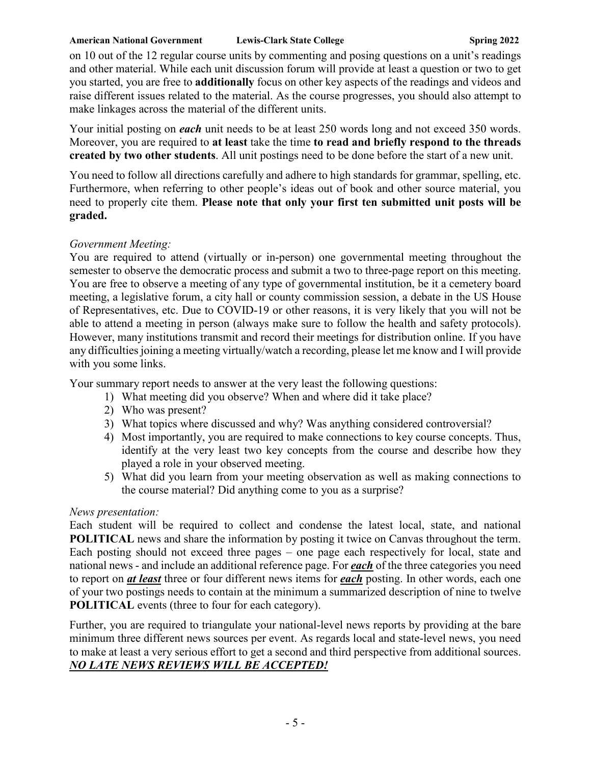on 10 out of the 12 regular course units by commenting and posing questions on a unit's readings and other material. While each unit discussion forum will provide at least a question or two to get you started, you are free to **additionally** focus on other key aspects of the readings and videos and raise different issues related to the material. As the course progresses, you should also attempt to make linkages across the material of the different units.

Your initial posting on ***each*** unit needs to be at least 250 words long and not exceed 350 words. Moreover, you are required to **at least** take the time **to read and briefly respond to the threads created by two other students**. All unit postings need to be done before the start of a new unit.

You need to follow all directions carefully and adhere to high standards for grammar, spelling, etc. Furthermore, when referring to other people's ideas out of book and other source material, you need to properly cite them. **Please note that only your first ten submitted unit posts will be graded.**

*Government Meeting:*

You are required to attend (virtually or in-person) one governmental meeting throughout the semester to observe the democratic process and submit a two to three-page report on this meeting. You are free to observe a meeting of any type of governmental institution, be it a cemetery board meeting, a legislative forum, a city hall or county commission session, a debate in the US House of Representatives, etc. Due to COVID-19 or other reasons, it is very likely that you will not be able to attend a meeting in person (always make sure to follow the health and safety protocols). However, many institutions transmit and record their meetings for distribution online. If you have any difficulties joining a meeting virtually/watch a recording, please let me know and I will provide with you some links.

Your summary report needs to answer at the very least the following questions:

1) What meeting did you observe? When and where did it take place?
2) Who was present?
3) What topics where discussed and why? Was anything considered controversial?
4) Most importantly, you are required to make connections to key course concepts. Thus, identify at the very least two key concepts from the course and describe how they played a role in your observed meeting.
5) What did you learn from your meeting observation as well as making connections to the course material? Did anything come to you as a surprise?

*News presentation:*

Each student will be required to collect and condense the latest local, state, and national **POLITICAL** news and share the information by posting it twice on Canvas throughout the term. Each posting should not exceed three pages – one page each respectively for local, state and national news - and include an additional reference page. For ***each*** of the three categories you need to report on ***at least*** three or four different news items for ***each*** posting. In other words, each one of your two postings needs to contain at the minimum a summarized description of nine to twelve **POLITICAL** events (three to four for each category).

Further, you are required to triangulate your national-level news reports by providing at the bare minimum three different news sources per event. As regards local and state-level news, you need to make at least a very serious effort to get a second and third perspective from additional sources. ***NO LATE NEWS REVIEWS WILL BE ACCEPTED!***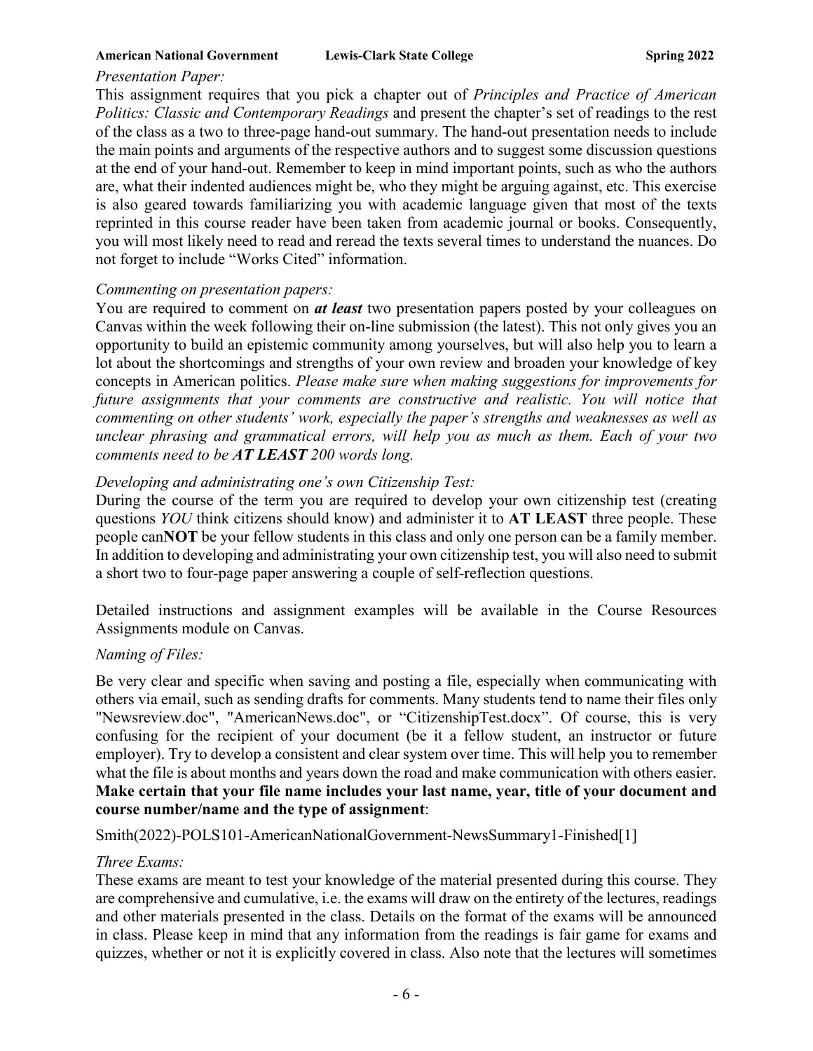*Presentation Paper:*

This assignment requires that you pick a chapter out of *Principles and Practice of American Politics: Classic and Contemporary Readings* and present the chapter's set of readings to the rest of the class as a two to three-page hand-out summary. The hand-out presentation needs to include the main points and arguments of the respective authors and to suggest some discussion questions at the end of your hand-out. Remember to keep in mind important points, such as who the authors are, what their indented audiences might be, who they might be arguing against, etc. This exercise is also geared towards familiarizing you with academic language given that most of the texts reprinted in this course reader have been taken from academic journal or books. Consequently, you will most likely need to read and reread the texts several times to understand the nuances. Do not forget to include "Works Cited" information.

*Commenting on presentation papers:*

You are required to comment on ***at least*** two presentation papers posted by your colleagues on Canvas within the week following their on-line submission (the latest). This not only gives you an opportunity to build an epistemic community among yourselves, but will also help you to learn a lot about the shortcomings and strengths of your own review and broaden your knowledge of key concepts in American politics. *Please make sure when making suggestions for improvements for future assignments that your comments are constructive and realistic. You will notice that commenting on other students' work, especially the paper's strengths and weaknesses as well as unclear phrasing and grammatical errors, will help you as much as them. Each of your two comments need to be **AT LEAST** 200 words long.*

*Developing and administrating one's own Citizenship Test:*

During the course of the term you are required to develop your own citizenship test (creating questions *YOU* think citizens should know) and administer it to **AT LEAST** three people. These people can**NOT** be your fellow students in this class and only one person can be a family member. In addition to developing and administrating your own citizenship test, you will also need to submit a short two to four-page paper answering a couple of self-reflection questions.

Detailed instructions and assignment examples will be available in the Course Resources Assignments module on Canvas.

*Naming of Files:*

Be very clear and specific when saving and posting a file, especially when communicating with others via email, such as sending drafts for comments. Many students tend to name their files only "Newsreview.doc", "AmericanNews.doc", or "CitizenshipTest.docx". Of course, this is very confusing for the recipient of your document (be it a fellow student, an instructor or future employer). Try to develop a consistent and clear system over time. This will help you to remember what the file is about months and years down the road and make communication with others easier. **Make certain that your file name includes your last name, year, title of your document and course number/name and the type of assignment**:

Smith(2022)-POLS101-AmericanNationalGovernment-NewsSummary1-Finished[1]

*Three Exams:*

These exams are meant to test your knowledge of the material presented during this course. They are comprehensive and cumulative, i.e. the exams will draw on the entirety of the lectures, readings and other materials presented in the class. Details on the format of the exams will be announced in class. Please keep in mind that any information from the readings is fair game for exams and quizzes, whether or not it is explicitly covered in class. Also note that the lectures will sometimes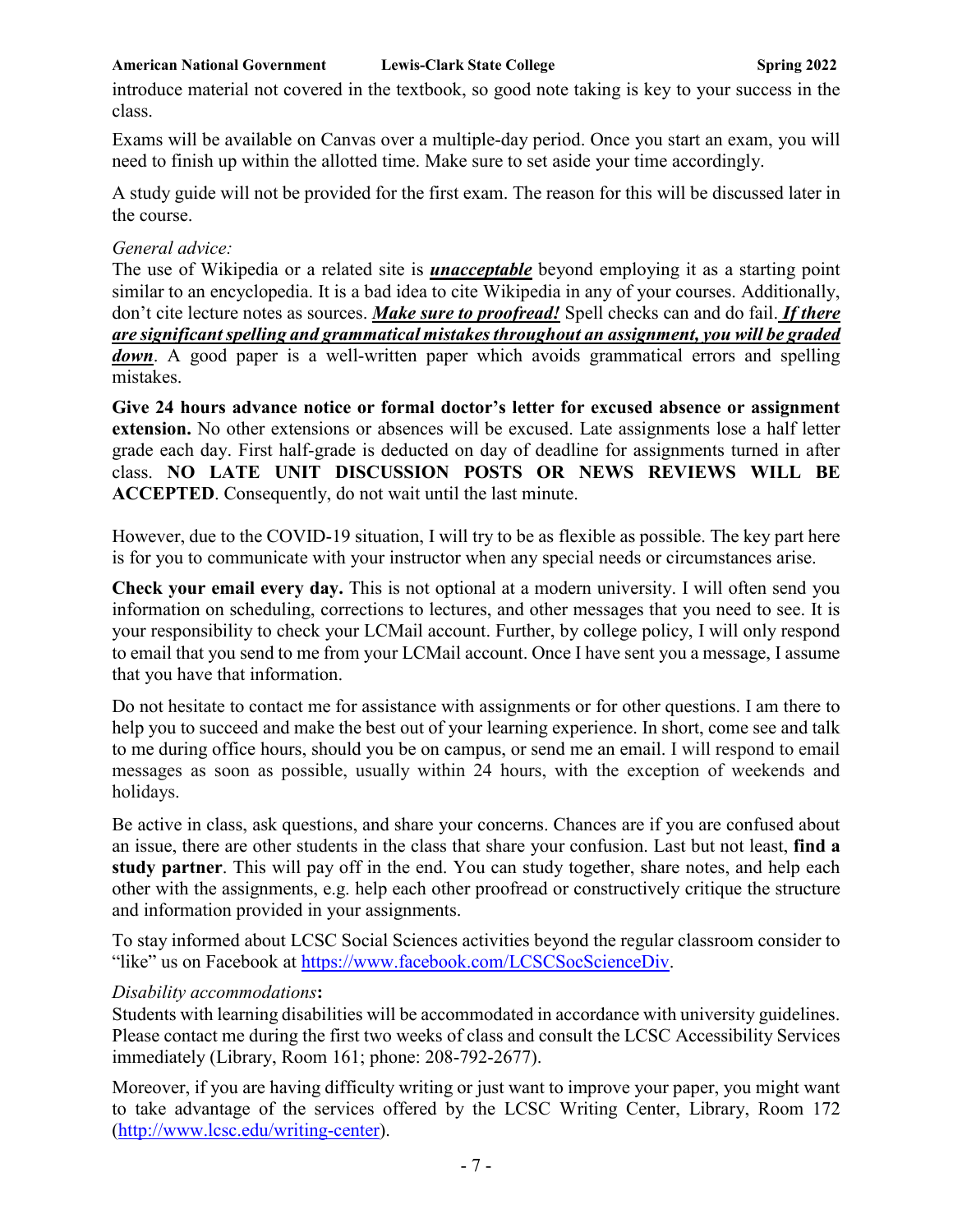introduce material not covered in the textbook, so good note taking is key to your success in the class.

Exams will be available on Canvas over a multiple-day period. Once you start an exam, you will need to finish up within the allotted time. Make sure to set aside your time accordingly.

A study guide will not be provided for the first exam. The reason for this will be discussed later in the course.

*General advice:*

The use of Wikipedia or a related site is ***unacceptable*** beyond employing it as a starting point similar to an encyclopedia. It is a bad idea to cite Wikipedia in any of your courses. Additionally, don't cite lecture notes as sources. ***Make sure to proofread!*** Spell checks can and do fail. ***If there are significant spelling and grammatical mistakes throughout an assignment, you will be graded down***. A good paper is a well-written paper which avoids grammatical errors and spelling mistakes.

**Give 24 hours advance notice or formal doctor's letter for excused absence or assignment extension.** No other extensions or absences will be excused. Late assignments lose a half letter grade each day. First half-grade is deducted on day of deadline for assignments turned in after class. **NO LATE UNIT DISCUSSION POSTS OR NEWS REVIEWS WILL BE ACCEPTED**. Consequently, do not wait until the last minute.

However, due to the COVID-19 situation, I will try to be as flexible as possible. The key part here is for you to communicate with your instructor when any special needs or circumstances arise.

**Check your email every day.** This is not optional at a modern university. I will often send you information on scheduling, corrections to lectures, and other messages that you need to see. It is your responsibility to check your LCMail account. Further, by college policy, I will only respond to email that you send to me from your LCMail account. Once I have sent you a message, I assume that you have that information.

Do not hesitate to contact me for assistance with assignments or for other questions. I am there to help you to succeed and make the best out of your learning experience. In short, come see and talk to me during office hours, should you be on campus, or send me an email. I will respond to email messages as soon as possible, usually within 24 hours, with the exception of weekends and holidays.

Be active in class, ask questions, and share your concerns. Chances are if you are confused about an issue, there are other students in the class that share your confusion. Last but not least, **find a study partner**. This will pay off in the end. You can study together, share notes, and help each other with the assignments, e.g. help each other proofread or constructively critique the structure and information provided in your assignments.

To stay informed about LCSC Social Sciences activities beyond the regular classroom consider to "like" us on Facebook at https://www.facebook.com/LCSCSocScienceDiv.

*Disability accommodations***:**

Students with learning disabilities will be accommodated in accordance with university guidelines. Please contact me during the first two weeks of class and consult the LCSC Accessibility Services immediately (Library, Room 161; phone: 208-792-2677).

Moreover, if you are having difficulty writing or just want to improve your paper, you might want to take advantage of the services offered by the LCSC Writing Center, Library, Room 172 (http://www.lcsc.edu/writing-center).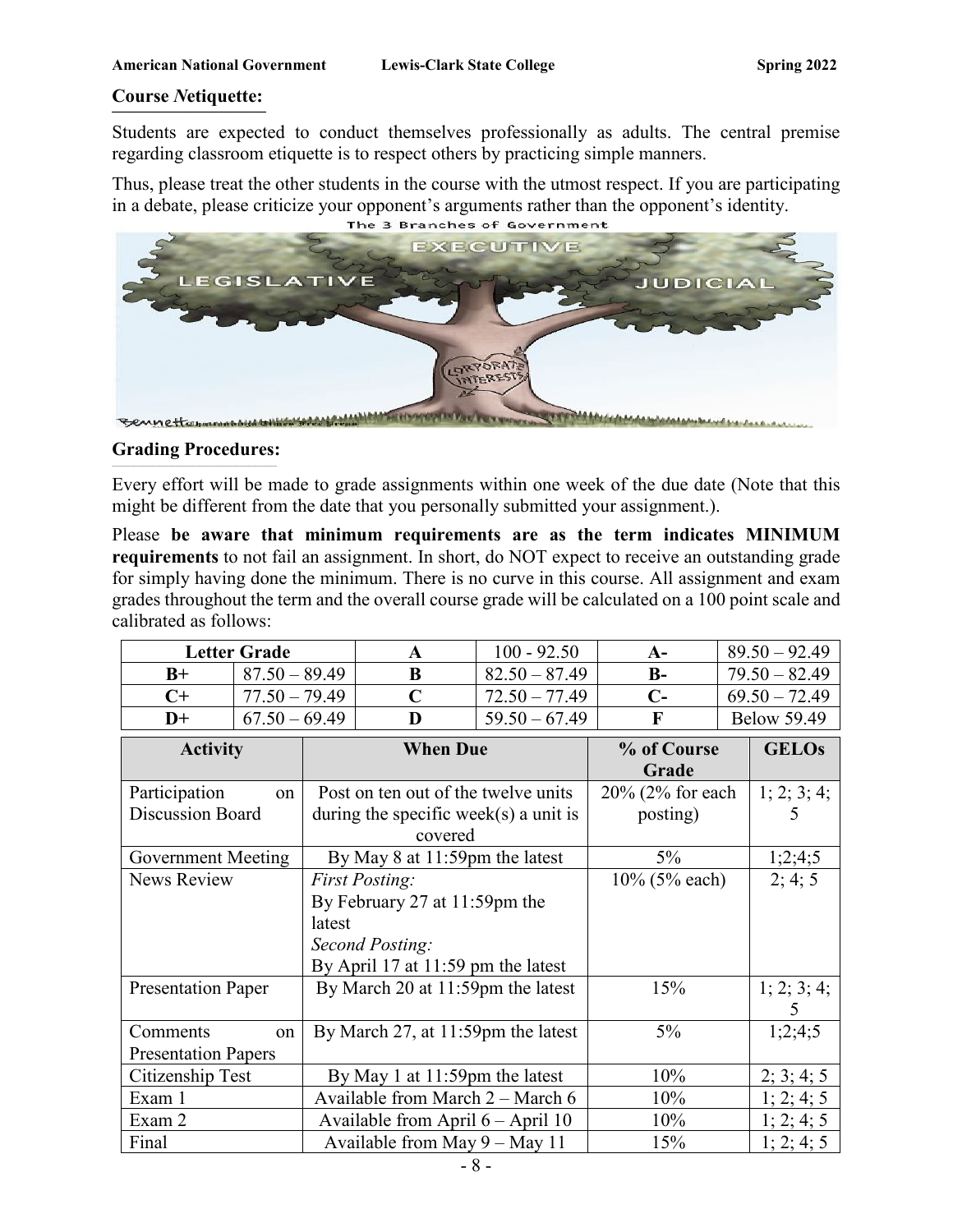## Course *N*etiquette:

Students are expected to conduct themselves professionally as adults. The central premise regarding classroom etiquette is to respect others by practicing simple manners.

Thus, please treat the other students in the course with the utmost respect. If you are participating in a debate, please criticize your opponent's arguments rather than the opponent's identity.

## Grading Procedures:

Every effort will be made to grade assignments within one week of the due date (Note that this might be different from the date that you personally submitted your assignment.).

Please **be aware that minimum requirements are as the term indicates MINIMUM requirements** to not fail an assignment. In short, do NOT expect to receive an outstanding grade for simply having done the minimum. There is no curve in this course. All assignment and exam grades throughout the term and the overall course grade will be calculated on a 100 point scale and calibrated as follows:

| Letter Grade | | A | 100 - 92.50 | A- | 89.50 – 92.49 |
|---|---|---|---|---|---|
| B+ | 87.50 – 89.49 | B | 82.50 – 87.49 | B- | 79.50 – 82.49 |
| C+ | 77.50 – 79.49 | C | 72.50 – 77.49 | C- | 69.50 – 72.49 |
| D+ | 67.50 – 69.49 | D | 59.50 – 67.49 | F | Below 59.49 |

| Activity | When Due | % of Course Grade | GELOs |
|---|---|---|---|
| Participation on Discussion Board | Post on ten out of the twelve units during the specific week(s) a unit is covered | 20% (2% for each posting) | 1; 2; 3; 4; 5 |
| Government Meeting | By May 8 at 11:59pm the latest | 5% | 1;2;4;5 |
| News Review | *First Posting:* By February 27 at 11:59pm the latest *Second Posting:* By April 17 at 11:59 pm the latest | 10% (5% each) | 2; 4; 5 |
| Presentation Paper | By March 20 at 11:59pm the latest | 15% | 1; 2; 3; 4; 5 |
| Comments on Presentation Papers | By March 27, at 11:59pm the latest | 5% | 1;2;4;5 |
| Citizenship Test | By May 1 at 11:59pm the latest | 10% | 2; 3; 4; 5 |
| Exam 1 | Available from March 2 – March 6 | 10% | 1; 2; 4; 5 |
| Exam 2 | Available from April 6 – April 10 | 10% | 1; 2; 4; 5 |
| Final | Available from May 9 – May 11 | 15% | 1; 2; 4; 5 |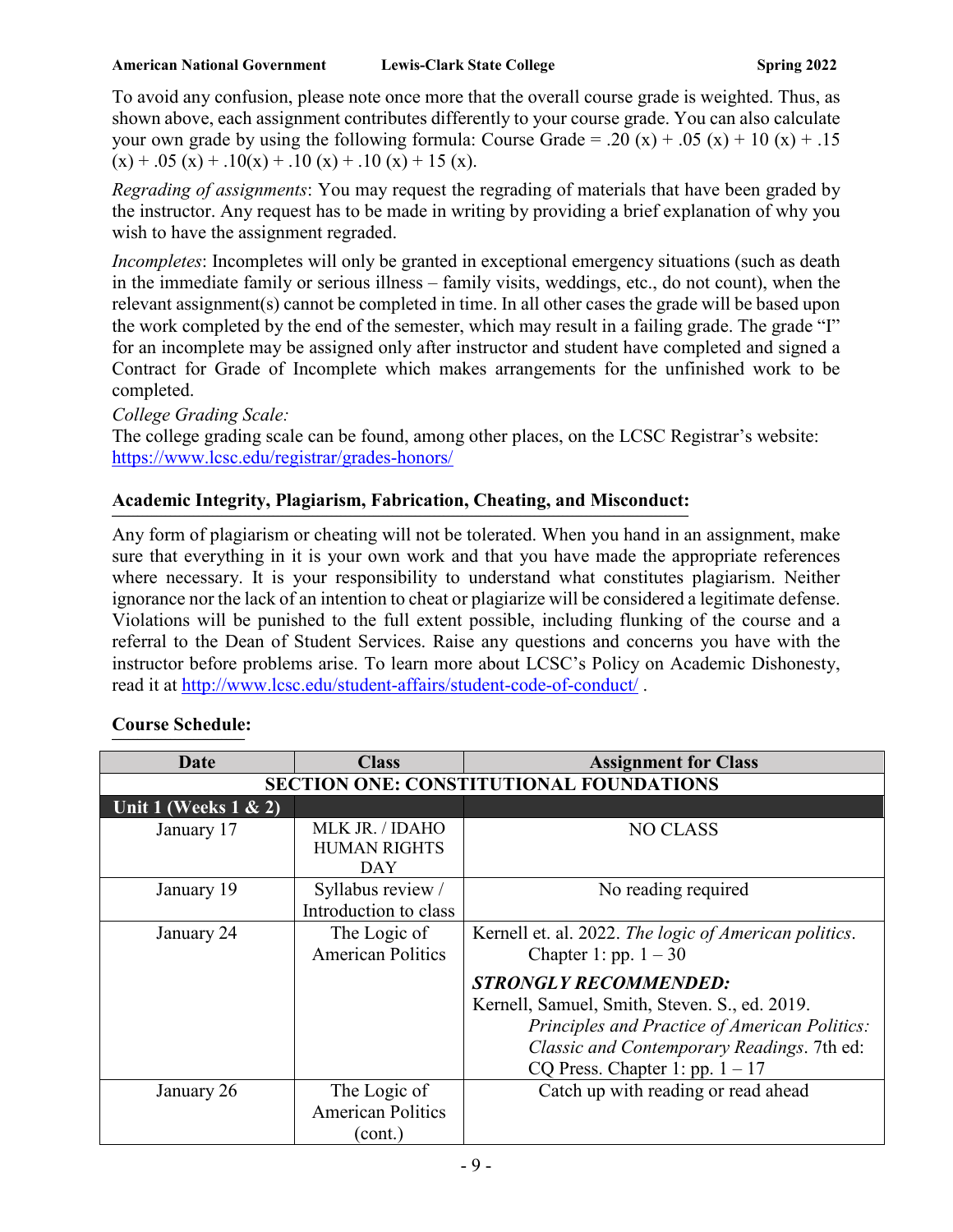To avoid any confusion, please note once more that the overall course grade is weighted. Thus, as shown above, each assignment contributes differently to your course grade. You can also calculate your own grade by using the following formula: Course Grade = .20 (x) + .05 (x) + 10 (x) + .15 (x) + .05 (x) + .10(x) + .10 (x) + .10 (x) + 15 (x).

*Regrading of assignments*: You may request the regrading of materials that have been graded by the instructor. Any request has to be made in writing by providing a brief explanation of why you wish to have the assignment regraded.

*Incompletes*: Incompletes will only be granted in exceptional emergency situations (such as death in the immediate family or serious illness – family visits, weddings, etc., do not count), when the relevant assignment(s) cannot be completed in time. In all other cases the grade will be based upon the work completed by the end of the semester, which may result in a failing grade. The grade "I" for an incomplete may be assigned only after instructor and student have completed and signed a Contract for Grade of Incomplete which makes arrangements for the unfinished work to be completed.

*College Grading Scale:*

The college grading scale can be found, among other places, on the LCSC Registrar's website: https://www.lcsc.edu/registrar/grades-honors/

## Academic Integrity, Plagiarism, Fabrication, Cheating, and Misconduct:

Any form of plagiarism or cheating will not be tolerated. When you hand in an assignment, make sure that everything in it is your own work and that you have made the appropriate references where necessary. It is your responsibility to understand what constitutes plagiarism. Neither ignorance nor the lack of an intention to cheat or plagiarize will be considered a legitimate defense. Violations will be punished to the full extent possible, including flunking of the course and a referral to the Dean of Student Services. Raise any questions and concerns you have with the instructor before problems arise. To learn more about LCSC's Policy on Academic Dishonesty, read it at http://www.lcsc.edu/student-affairs/student-code-of-conduct/ .

## Course Schedule:

| Date | Class | Assignment for Class |
|---|---|---|
| **SECTION ONE: CONSTITUTIONAL FOUNDATIONS** | | |
| **Unit 1 (Weeks 1 & 2)** | | |
| January 17 | MLK JR. / IDAHO HUMAN RIGHTS DAY | NO CLASS |
| January 19 | Syllabus review / Introduction to class | No reading required |
| January 24 | The Logic of American Politics | Kernell et. al. 2022. *The logic of American politics*. Chapter 1: pp. 1 – 30<br><br>***STRONGLY RECOMMENDED:***<br>Kernell, Samuel, Smith, Steven. S., ed. 2019. *Principles and Practice of American Politics: Classic and Contemporary Readings*. 7th ed: CQ Press. Chapter 1: pp. 1 – 17 |
| January 26 | The Logic of American Politics (cont.) | Catch up with reading or read ahead |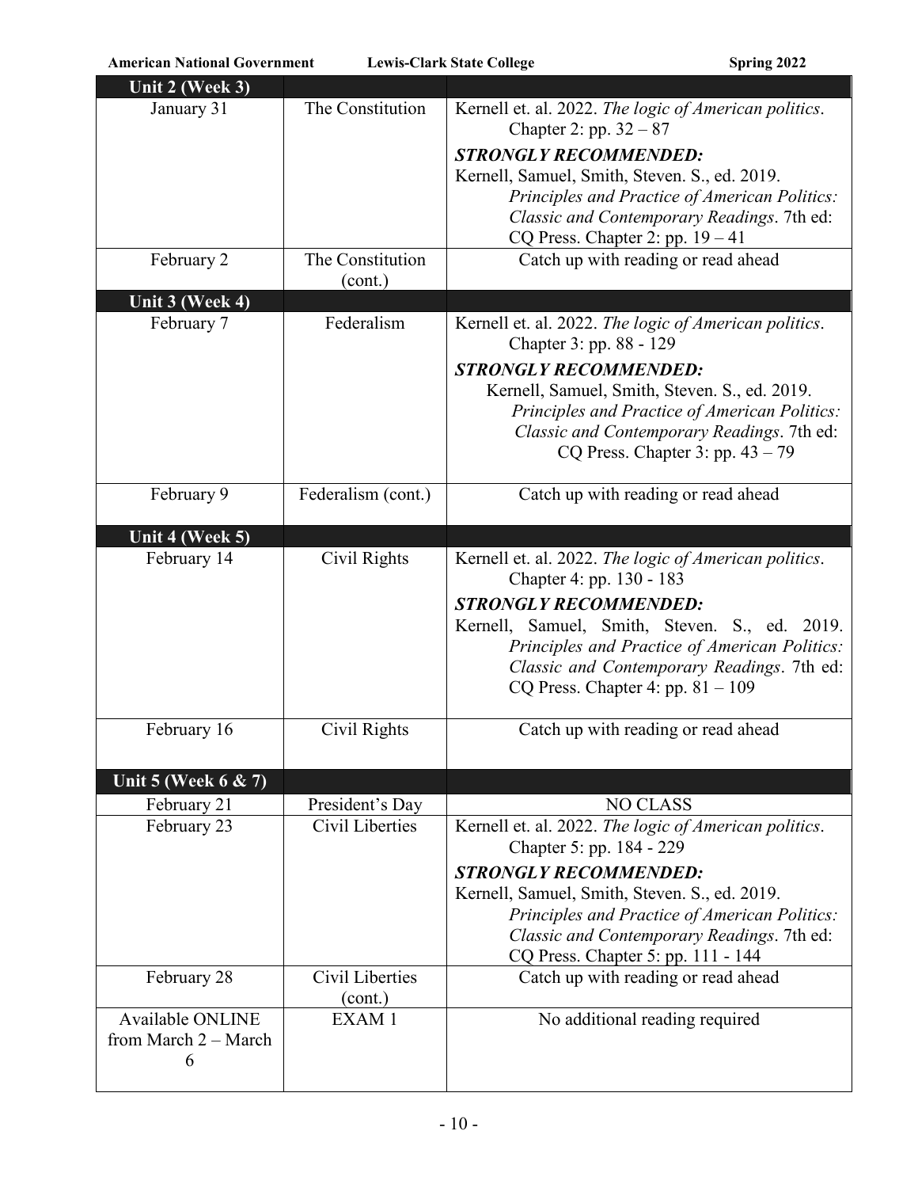| Unit 2 (Week 3) | | |
|---|---|---|
| January 31 | The Constitution | Kernell et. al. 2022. *The logic of American politics*. Chapter 2: pp. 32 – 87<br>***STRONGLY RECOMMENDED:***<br>Kernell, Samuel, Smith, Steven. S., ed. 2019. *Principles and Practice of American Politics: Classic and Contemporary Readings*. 7th ed: CQ Press. Chapter 2: pp. 19 – 41 |
| February 2 | The Constitution (cont.) | Catch up with reading or read ahead |
| **Unit 3 (Week 4)** | | |
| February 7 | Federalism | Kernell et. al. 2022. *The logic of American politics*. Chapter 3: pp. 88 - 129<br>***STRONGLY RECOMMENDED:***<br>Kernell, Samuel, Smith, Steven. S., ed. 2019. *Principles and Practice of American Politics: Classic and Contemporary Readings*. 7th ed: CQ Press. Chapter 3: pp. 43 – 79 |
| February 9 | Federalism (cont.) | Catch up with reading or read ahead |
| **Unit 4 (Week 5)** | | |
| February 14 | Civil Rights | Kernell et. al. 2022. *The logic of American politics*. Chapter 4: pp. 130 - 183<br>***STRONGLY RECOMMENDED:***<br>Kernell, Samuel, Smith, Steven. S., ed. 2019. *Principles and Practice of American Politics: Classic and Contemporary Readings*. 7th ed: CQ Press. Chapter 4: pp. 81 – 109 |
| February 16 | Civil Rights | Catch up with reading or read ahead |
| **Unit 5 (Week 6 & 7)** | | |
| February 21 | President's Day | NO CLASS |
| February 23 | Civil Liberties | Kernell et. al. 2022. *The logic of American politics*. Chapter 5: pp. 184 - 229<br>***STRONGLY RECOMMENDED:***<br>Kernell, Samuel, Smith, Steven. S., ed. 2019. *Principles and Practice of American Politics: Classic and Contemporary Readings*. 7th ed: CQ Press. Chapter 5: pp. 111 - 144 |
| February 28 | Civil Liberties (cont.) | Catch up with reading or read ahead |
| Available ONLINE from March 2 – March 6 | EXAM 1 | No additional reading required |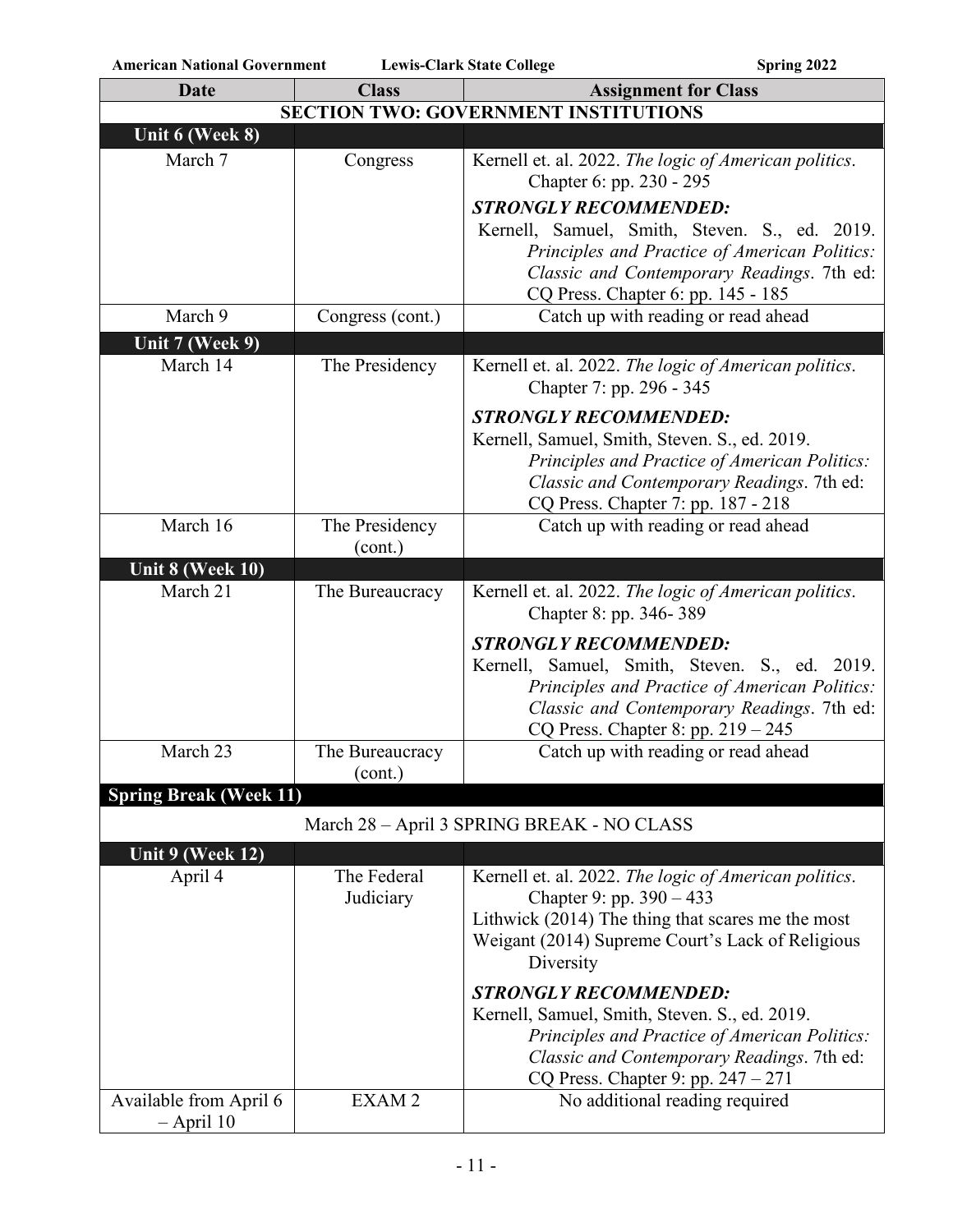| Date | Class | Assignment for Class |
|---|---|---|
| **SECTION TWO: GOVERNMENT INSTITUTIONS** | | |
| **Unit 6 (Week 8)** | | |
| March 7 | Congress | Kernell et. al. 2022. *The logic of American politics*. Chapter 6: pp. 230 - 295<br>***STRONGLY RECOMMENDED:***<br>Kernell, Samuel, Smith, Steven. S., ed. 2019. *Principles and Practice of American Politics: Classic and Contemporary Readings*. 7th ed: CQ Press. Chapter 6: pp. 145 - 185 |
| March 9 | Congress (cont.) | Catch up with reading or read ahead |
| **Unit 7 (Week 9)** | | |
| March 14 | The Presidency | Kernell et. al. 2022. *The logic of American politics*. Chapter 7: pp. 296 - 345<br>***STRONGLY RECOMMENDED:***<br>Kernell, Samuel, Smith, Steven. S., ed. 2019. *Principles and Practice of American Politics: Classic and Contemporary Readings*. 7th ed: CQ Press. Chapter 7: pp. 187 - 218 |
| March 16 | The Presidency (cont.) | Catch up with reading or read ahead |
| **Unit 8 (Week 10)** | | |
| March 21 | The Bureaucracy | Kernell et. al. 2022. *The logic of American politics*. Chapter 8: pp. 346- 389<br>***STRONGLY RECOMMENDED:***<br>Kernell, Samuel, Smith, Steven. S., ed. 2019. *Principles and Practice of American Politics: Classic and Contemporary Readings*. 7th ed: CQ Press. Chapter 8: pp. 219 – 245 |
| March 23 | The Bureaucracy (cont.) | Catch up with reading or read ahead |
| **Spring Break (Week 11)** | | |
| March 28 – April 3 SPRING BREAK - NO CLASS | | |
| **Unit 9 (Week 12)** | | |
| April 4 | The Federal Judiciary | Kernell et. al. 2022. *The logic of American politics*. Chapter 9: pp. 390 – 433<br>Lithwick (2014) The thing that scares me the most<br>Weigant (2014) Supreme Court's Lack of Religious Diversity<br>***STRONGLY RECOMMENDED:***<br>Kernell, Samuel, Smith, Steven. S., ed. 2019. *Principles and Practice of American Politics: Classic and Contemporary Readings*. 7th ed: CQ Press. Chapter 9: pp. 247 – 271 |
| Available from April 6 – April 10 | EXAM 2 | No additional reading required |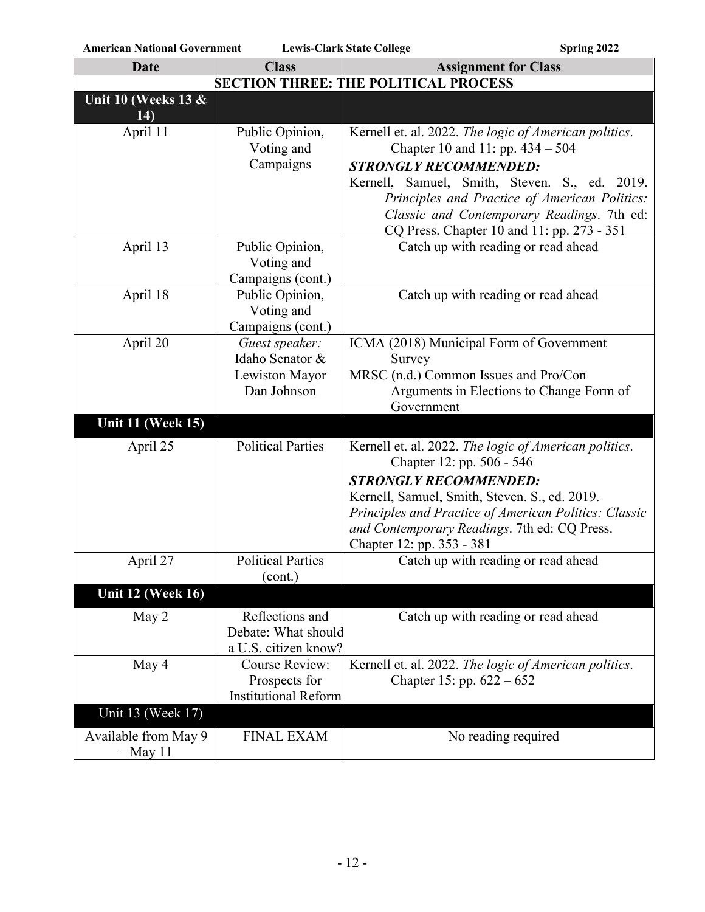| Date | Class | Assignment for Class |
|---|---|---|
| **SECTION THREE: THE POLITICAL PROCESS** | | |
| **Unit 10 (Weeks 13 & 14)** | | |
| April 11 | Public Opinion, Voting and Campaigns | Kernell et. al. 2022. *The logic of American politics*. Chapter 10 and 11: pp. 434 – 504 ***STRONGLY RECOMMENDED:*** Kernell, Samuel, Smith, Steven. S., ed. 2019. *Principles and Practice of American Politics: Classic and Contemporary Readings*. 7th ed: CQ Press. Chapter 10 and 11: pp. 273 - 351 |
| April 13 | Public Opinion, Voting and Campaigns (cont.) | Catch up with reading or read ahead |
| April 18 | Public Opinion, Voting and Campaigns (cont.) | Catch up with reading or read ahead |
| April 20 | *Guest speaker:* Idaho Senator & Lewiston Mayor Dan Johnson | ICMA (2018) Municipal Form of Government Survey MRSC (n.d.) Common Issues and Pro/Con Arguments in Elections to Change Form of Government |
| **Unit 11 (Week 15)** | | |
| April 25 | Political Parties | Kernell et. al. 2022. *The logic of American politics*. Chapter 12: pp. 506 - 546 ***STRONGLY RECOMMENDED:*** Kernell, Samuel, Smith, Steven. S., ed. 2019. *Principles and Practice of American Politics: Classic and Contemporary Readings*. 7th ed: CQ Press. Chapter 12: pp. 353 - 381 |
| April 27 | Political Parties (cont.) | Catch up with reading or read ahead |
| **Unit 12 (Week 16)** | | |
| May 2 | Reflections and Debate: What should a U.S. citizen know? | Catch up with reading or read ahead |
| May 4 | Course Review: Prospects for Institutional Reform | Kernell et. al. 2022. *The logic of American politics*. Chapter 15: pp. 622 – 652 |
| Unit 13 (Week 17) | | |
| Available from May 9 – May 11 | FINAL EXAM | No reading required |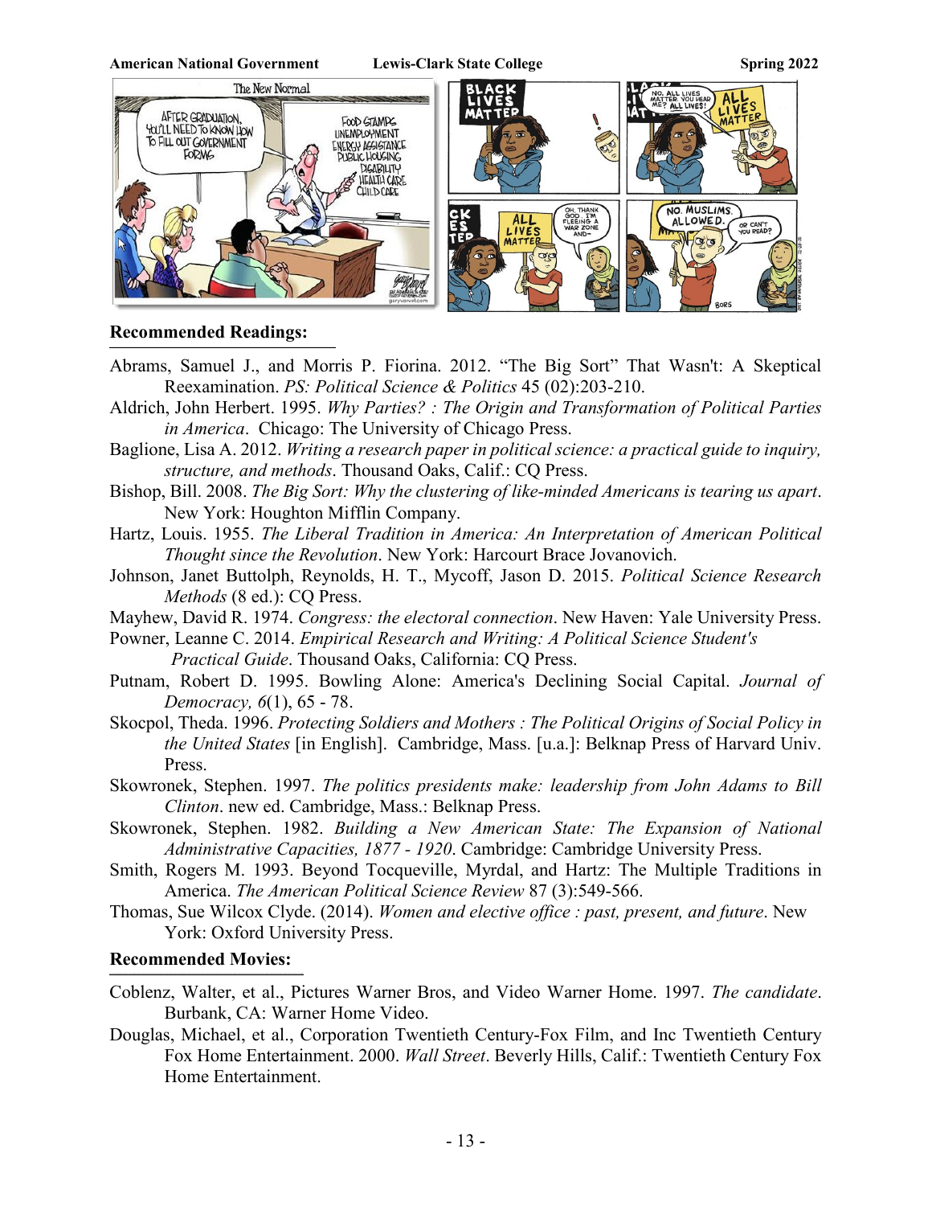## Recommended Readings:

Abrams, Samuel J., and Morris P. Fiorina. 2012. "The Big Sort" That Wasn't: A Skeptical Reexamination. *PS: Political Science & Politics* 45 (02):203-210.

Aldrich, John Herbert. 1995. *Why Parties? : The Origin and Transformation of Political Parties in America*. Chicago: The University of Chicago Press.

Baglione, Lisa A. 2012. *Writing a research paper in political science: a practical guide to inquiry, structure, and methods*. Thousand Oaks, Calif.: CQ Press.

Bishop, Bill. 2008. *The Big Sort: Why the clustering of like-minded Americans is tearing us apart*. New York: Houghton Mifflin Company.

Hartz, Louis. 1955. *The Liberal Tradition in America: An Interpretation of American Political Thought since the Revolution*. New York: Harcourt Brace Jovanovich.

Johnson, Janet Buttolph, Reynolds, H. T., Mycoff, Jason D. 2015. *Political Science Research Methods* (8 ed.): CQ Press.

Mayhew, David R. 1974. *Congress: the electoral connection*. New Haven: Yale University Press.

Powner, Leanne C. 2014. *Empirical Research and Writing: A Political Science Student's Practical Guide*. Thousand Oaks, California: CQ Press.

Putnam, Robert D. 1995. Bowling Alone: America's Declining Social Capital. *Journal of Democracy, 6*(1), 65 - 78.

Skocpol, Theda. 1996. *Protecting Soldiers and Mothers : The Political Origins of Social Policy in the United States* [in English]. Cambridge, Mass. [u.a.]: Belknap Press of Harvard Univ. Press.

Skowronek, Stephen. 1997. *The politics presidents make: leadership from John Adams to Bill Clinton*. new ed. Cambridge, Mass.: Belknap Press.

Skowronek, Stephen. 1982. *Building a New American State: The Expansion of National Administrative Capacities, 1877 - 1920*. Cambridge: Cambridge University Press.

Smith, Rogers M. 1993. Beyond Tocqueville, Myrdal, and Hartz: The Multiple Traditions in America. *The American Political Science Review* 87 (3):549-566.

Thomas, Sue Wilcox Clyde. (2014). *Women and elective office : past, present, and future*. New York: Oxford University Press.

## Recommended Movies:

Coblenz, Walter, et al., Pictures Warner Bros, and Video Warner Home. 1997. *The candidate*. Burbank, CA: Warner Home Video.

Douglas, Michael, et al., Corporation Twentieth Century-Fox Film, and Inc Twentieth Century Fox Home Entertainment. 2000. *Wall Street*. Beverly Hills, Calif.: Twentieth Century Fox Home Entertainment.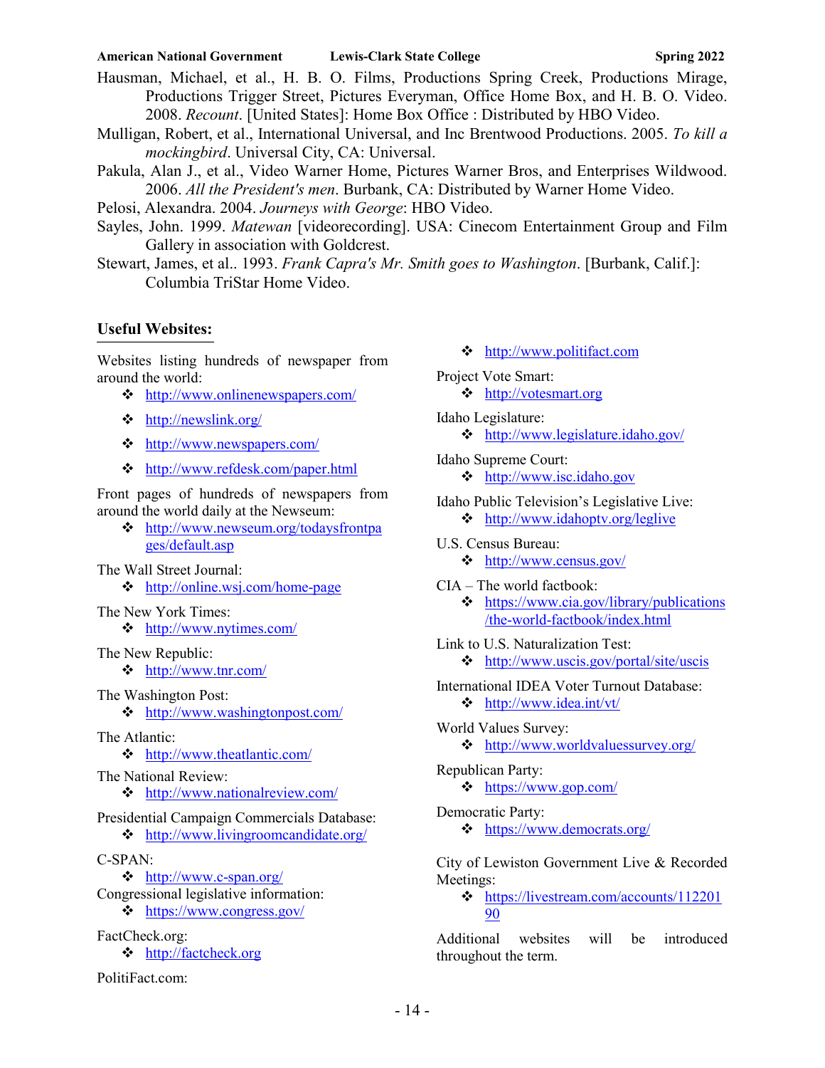Hausman, Michael, et al., H. B. O. Films, Productions Spring Creek, Productions Mirage, Productions Trigger Street, Pictures Everyman, Office Home Box, and H. B. O. Video. 2008. *Recount*. [United States]: Home Box Office : Distributed by HBO Video.

Mulligan, Robert, et al., International Universal, and Inc Brentwood Productions. 2005. *To kill a mockingbird*. Universal City, CA: Universal.

Pakula, Alan J., et al., Video Warner Home, Pictures Warner Bros, and Enterprises Wildwood. 2006. *All the President's men*. Burbank, CA: Distributed by Warner Home Video.

Pelosi, Alexandra. 2004. *Journeys with George*: HBO Video.

Sayles, John. 1999. *Matewan* [videorecording]. USA: Cinecom Entertainment Group and Film Gallery in association with Goldcrest.

Stewart, James, et al.. 1993. *Frank Capra's Mr. Smith goes to Washington*. [Burbank, Calif.]: Columbia TriStar Home Video.

## Useful Websites:

Websites listing hundreds of newspaper from around the world:

- http://www.onlinenewspapers.com/
- http://newslink.org/
- http://www.newspapers.com/
- http://www.refdesk.com/paper.html

Front pages of hundreds of newspapers from around the world daily at the Newseum:

- http://www.newseum.org/todaysfrontpages/default.asp

The Wall Street Journal:

- http://online.wsj.com/home-page

The New York Times:

- http://www.nytimes.com/

The New Republic:

- http://www.tnr.com/

The Washington Post:

- http://www.washingtonpost.com/

The Atlantic:

- http://www.theatlantic.com/

The National Review:

- http://www.nationalreview.com/

Presidential Campaign Commercials Database:

- http://www.livingroomcandidate.org/

C-SPAN:

- http://www.c-span.org/

Congressional legislative information:

- https://www.congress.gov/

FactCheck.org:

- http://factcheck.org

PolitiFact.com:

- http://www.politifact.com

Project Vote Smart:

- http://votesmart.org

Idaho Legislature:

- http://www.legislature.idaho.gov/

Idaho Supreme Court:

- http://www.isc.idaho.gov

Idaho Public Television's Legislative Live:

- http://www.idahoptv.org/leglive

U.S. Census Bureau:

- http://www.census.gov/

CIA – The world factbook:

- https://www.cia.gov/library/publications/the-world-factbook/index.html

Link to U.S. Naturalization Test:

- http://www.uscis.gov/portal/site/uscis

International IDEA Voter Turnout Database:

- http://www.idea.int/vt/

World Values Survey:

- http://www.worldvaluessurvey.org/

Republican Party:

- https://www.gop.com/

Democratic Party:

- https://www.democrats.org/

City of Lewiston Government Live & Recorded Meetings:

- https://livestream.com/accounts/11220190

Additional websites will be introduced throughout the term.